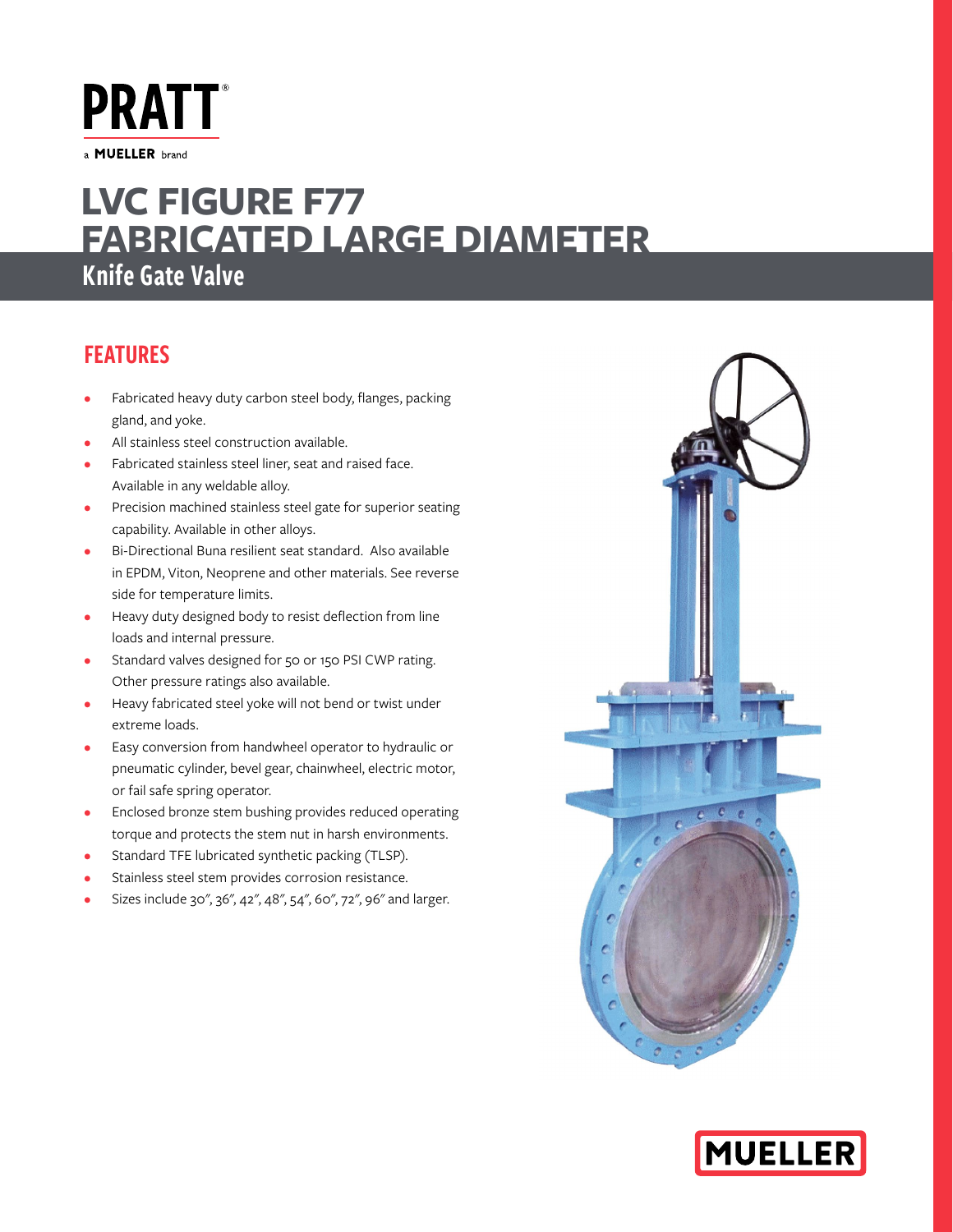PRATT®

a MUELLER brand

# LVC FIGURE F77 FABRICATED LARGE DIAMETER

## Knife Gate Valve

### FEATURES

- Fabricated heavy duty carbon steel body, flanges, packing gland, and yoke.
- All stainless steel construction available.
- Fabricated stainless steel liner, seat and raised face. Available in any weldable alloy.
- Precision machined stainless steel gate for superior seating capability. Available in other alloys.
- Bi-Directional Buna resilient seat standard. Also available in EPDM, Viton, Neoprene and other materials. See reverse side for temperature limits.
- Heavy duty designed body to resist deflection from line loads and internal pressure.
- Standard valves designed for 50 or 150 PSI CWP rating. Other pressure ratings also available.
- Heavy fabricated steel yoke will not bend or twist under extreme loads.
- Easy conversion from handwheel operator to hydraulic or pneumatic cylinder, bevel gear, chainwheel, electric motor, or fail safe spring operator.
- Enclosed bronze stem bushing provides reduced operating torque and protects the stem nut in harsh environments.
- Standard TFE lubricated synthetic packing (TLSP).
- Stainless steel stem provides corrosion resistance.
- Sizes include 30″, 36″, 42″, 48″, 54″, 60″, 72″, 96″ and larger.

MUELLER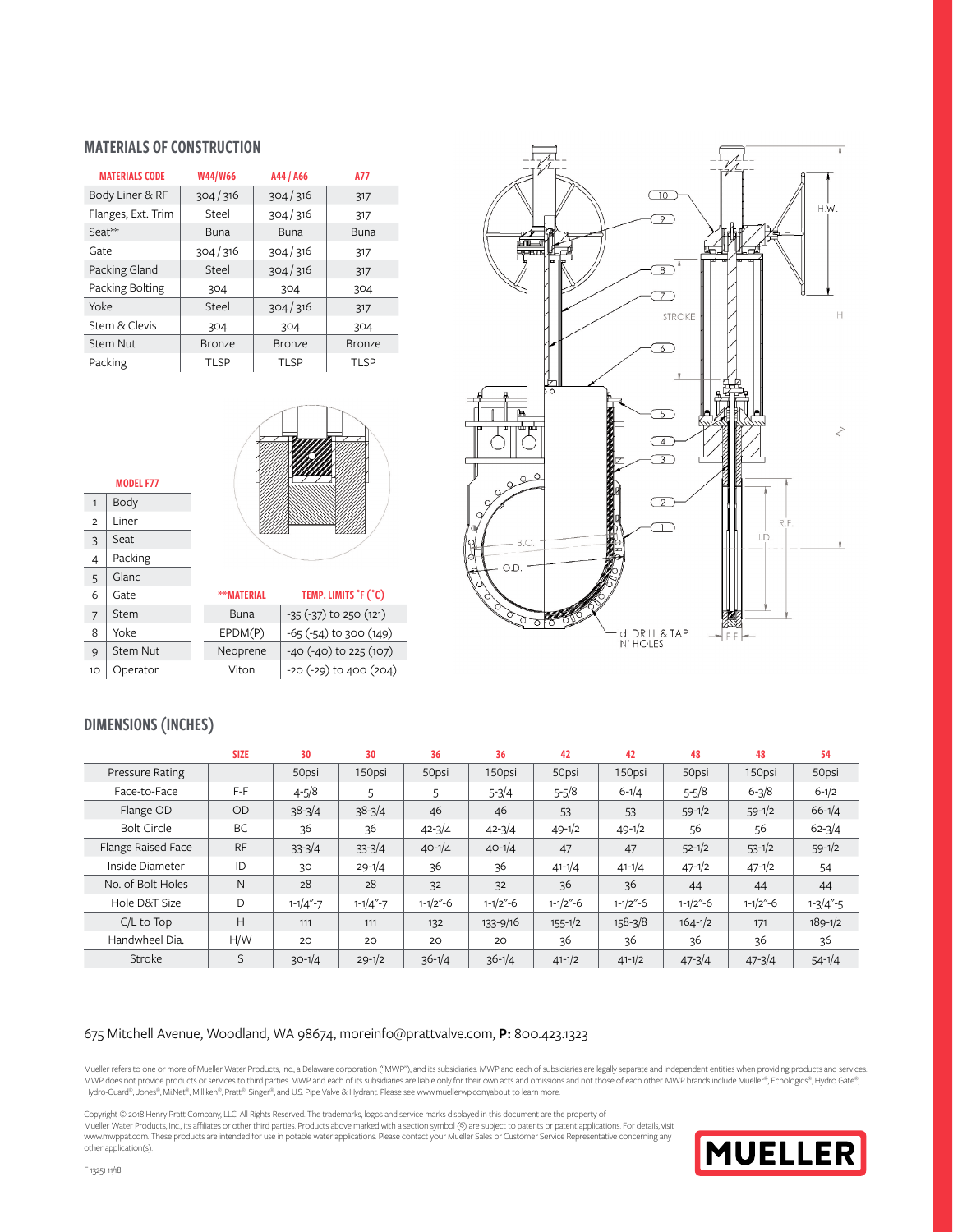## MATERIALS OF CONSTRUCTION

| MATERIALS CODE | W44/W66 | A44 / A66 | A77 |
|---|---|---|---|
| Body Liner & RF | 304 / 316 | 304 / 316 | 317 |
| Flanges, Ext. Trim | Steel | 304 / 316 | 317 |
| Seat** | Buna | Buna | Buna |
| Gate | 304 / 316 | 304 / 316 | 317 |
| Packing Gland | Steel | 304 / 316 | 317 |
| Packing Bolting | 304 | 304 | 304 |
| Yoke | Steel | 304 / 316 | 317 |
| Stem & Clevis | 304 | 304 | 304 |
| Stem Nut | Bronze | Bronze | Bronze |
| Packing | TLSP | TLSP | TLSP |

| MODEL F77 | |
|---|---|
| 1 | Body |
| 2 | Liner |
| 3 | Seat |
| 4 | Packing |
| 5 | Gland |
| 6 | Gate |
| 7 | Stem |
| 8 | Yoke |
| 9 | Stem Nut |
| 10 | Operator |

| **MATERIAL | TEMP. LIMITS °F (°C) |
|---|---|
| Buna | -35 (-37) to 250 (121) |
| EPDM(P) | -65 (-54) to 300 (149) |
| Neoprene | -40 (-40) to 225 (107) |
| Viton | -20 (-29) to 400 (204) |

10
9
8
7
STROKE
6
5
4
3
2
1
B.C.
O.D.
'd' DRILL & TAP
'N' HOLES
H.W.
H
R.F.
I.D.
F-F

## DIMENSIONS (INCHES)

| | SIZE | 30 | 30 | 36 | 36 | 42 | 42 | 48 | 48 | 54 |
|---|---|---|---|---|---|---|---|---|---|---|
| Pressure Rating | | 50psi | 150psi | 50psi | 150psi | 50psi | 150psi | 50psi | 150psi | 50psi |
| Face-to-Face | F-F | 4-5/8 | 5 | 5 | 5-3/4 | 5-5/8 | 6-1/4 | 5-5/8 | 6-3/8 | 6-1/2 |
| Flange OD | OD | 38-3/4 | 38-3/4 | 46 | 46 | 53 | 53 | 59-1/2 | 59-1/2 | 66-1/4 |
| Bolt Circle | BC | 36 | 36 | 42-3/4 | 42-3/4 | 49-1/2 | 49-1/2 | 56 | 56 | 62-3/4 |
| Flange Raised Face | RF | 33-3/4 | 33-3/4 | 40-1/4 | 40-1/4 | 47 | 47 | 52-1/2 | 53-1/2 | 59-1/2 |
| Inside Diameter | ID | 30 | 29-1/4 | 36 | 36 | 41-1/4 | 41-1/4 | 47-1/2 | 47-1/2 | 54 |
| No. of Bolt Holes | N | 28 | 28 | 32 | 32 | 36 | 36 | 44 | 44 | 44 |
| Hole D&T Size | D | 1-1/4"-7 | 1-1/4"-7 | 1-1/2"-6 | 1-1/2"-6 | 1-1/2"-6 | 1-1/2"-6 | 1-1/2"-6 | 1-1/2"-6 | 1-3/4"-5 |
| C/L to Top | H | 111 | 111 | 132 | 133-9/16 | 155-1/2 | 158-3/8 | 164-1/2 | 171 | 189-1/2 |
| Handwheel Dia. | H/W | 20 | 20 | 20 | 20 | 36 | 36 | 36 | 36 | 36 |
| Stroke | S | 30-1/4 | 29-1/2 | 36-1/4 | 36-1/4 | 41-1/2 | 41-1/2 | 47-3/4 | 47-3/4 | 54-1/4 |

675 Mitchell Avenue, Woodland, WA 98674, moreinfo@prattvalve.com, **P:** 800.423.1323

Mueller refers to one or more of Mueller Water Products, Inc., a Delaware corporation ("MWP"), and its subsidiaries. MWP and each of subsidiaries are legally separate and independent entities when providing products and services. MWP does not provide products or services to third parties. MWP and each of its subsidiaries are liable only for their own acts and omissions and not those of each other. MWP brands include Mueller®, Echologics®, Hydro Gate®, Hydro-Guard®, Jones®, Mi.Net®, Milliken®, Pratt®, Singer®, and U.S. Pipe Valve & Hydrant. Please see www.muellerwp.com/about to learn more.

Copyright © 2018 Henry Pratt Company, LLC. All Rights Reserved. The trademarks, logos and service marks displayed in this document are the property of Mueller Water Products, Inc., its affiliates or other third parties. Products above marked with a section symbol (§) are subject to patents or patent applications. For details, visit www.mwppat.com. These products are intended for use in potable water applications. Please contact your Mueller Sales or Customer Service Representative concerning any other application(s).

MUELLER

F 13251 11/18